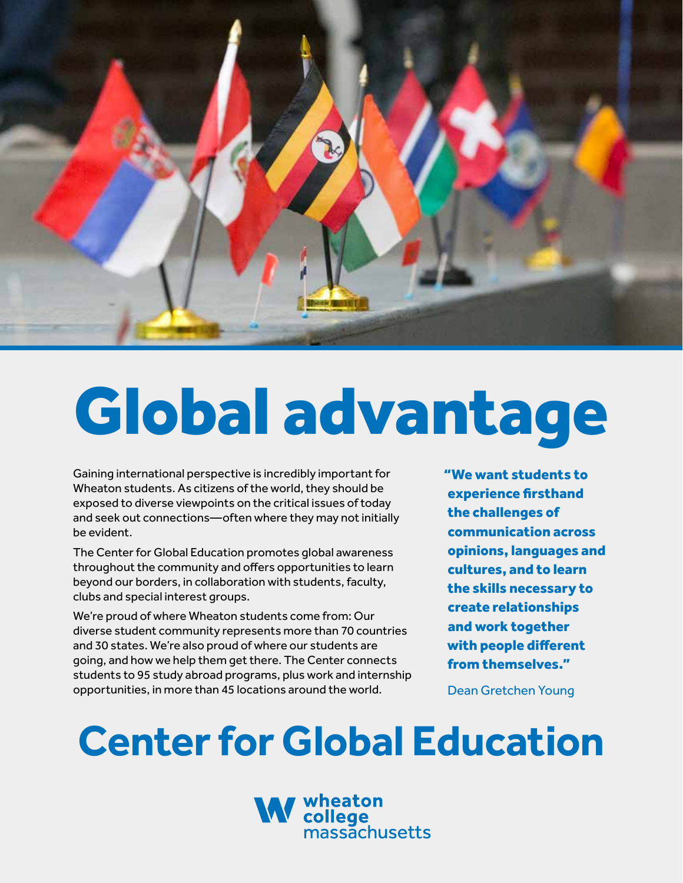# Global advantage

Gaining international perspective is incredibly important for Wheaton students. As citizens of the world, they should be exposed to diverse viewpoints on the critical issues of today and seek out connections—often where they may not initially be evident.

The Center for Global Education promotes global awareness throughout the community and offers opportunities to learn beyond our borders, in collaboration with students, faculty, clubs and special interest groups.

We're proud of where Wheaton students come from: Our diverse student community represents more than 70 countries and 30 states. We're also proud of where our students are going, and how we help them get there. The Center connects students to 95 study abroad programs, plus work and internship opportunities, in more than 45 locations around the world.

**"We want students to experience firsthand the challenges of communication across opinions, languages and cultures, and to learn the skills necessary to create relationships and work together with people different from themselves."**

Dean Gretchen Young

## Center for Global Education

wheaton college massachusetts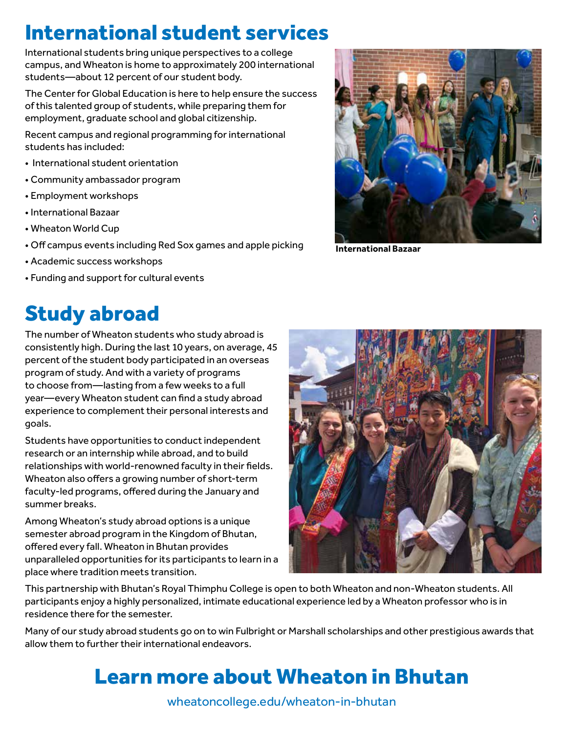## International student services

International students bring unique perspectives to a college campus, and Wheaton is home to approximately 200 international students—about 12 percent of our student body.

The Center for Global Education is here to help ensure the success of this talented group of students, while preparing them for employment, graduate school and global citizenship.

Recent campus and regional programming for international students has included:

- International student orientation
- Community ambassador program
- Employment workshops
- International Bazaar
- Wheaton World Cup
- Off campus events including Red Sox games and apple picking
- Academic success workshops
- Funding and support for cultural events

**International Bazaar**

## Study abroad

The number of Wheaton students who study abroad is consistently high. During the last 10 years, on average, 45 percent of the student body participated in an overseas program of study. And with a variety of programs to choose from—lasting from a few weeks to a full year—every Wheaton student can find a study abroad experience to complement their personal interests and goals.

Students have opportunities to conduct independent research or an internship while abroad, and to build relationships with world-renowned faculty in their fields. Wheaton also offers a growing number of short-term faculty-led programs, offered during the January and summer breaks.

Among Wheaton's study abroad options is a unique semester abroad program in the Kingdom of Bhutan, offered every fall. Wheaton in Bhutan provides unparalleled opportunities for its participants to learn in a place where tradition meets transition.

This partnership with Bhutan's Royal Thimphu College is open to both Wheaton and non-Wheaton students. All participants enjoy a highly personalized, intimate educational experience led by a Wheaton professor who is in residence there for the semester.

Many of our study abroad students go on to win Fulbright or Marshall scholarships and other prestigious awards that allow them to further their international endeavors.

## Learn more about Wheaton in Bhutan

wheatoncollege.edu/wheaton-in-bhutan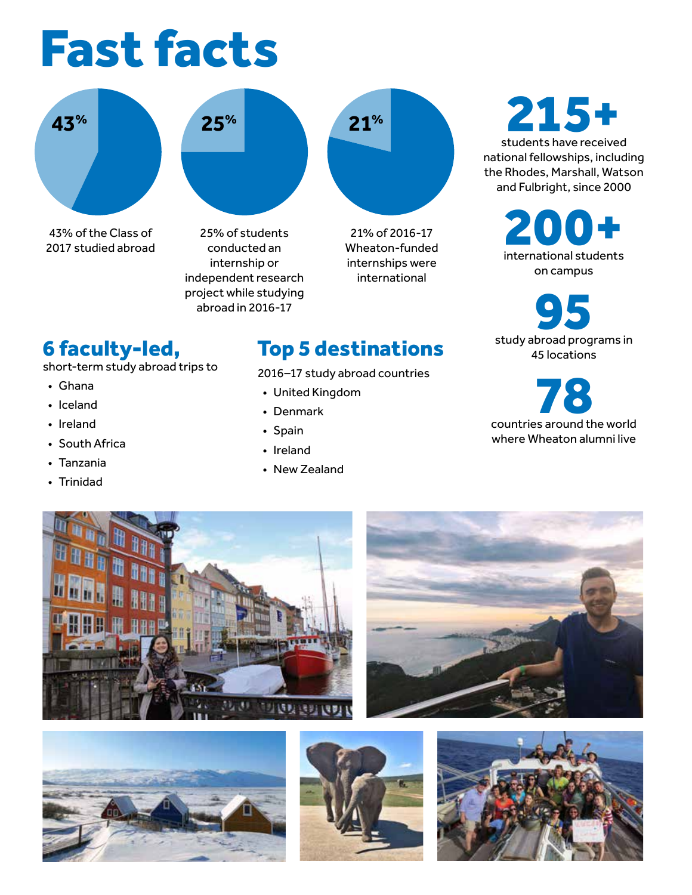# Fast facts

43%

43% of the Class of 2017 studied abroad

25%

25% of students conducted an internship or independent research project while studying abroad in 2016-17

21%

21% of 2016-17 Wheaton-funded internships were international

## 6 faculty-led,

short-term study abroad trips to

- Ghana
- Iceland
- Ireland
- South Africa
- Tanzania
- Trinidad

## Top 5 destinations

2016–17 study abroad countries

- United Kingdom
- Denmark
- Spain
- Ireland
- New Zealand

**215+**

students have received national fellowships, including the Rhodes, Marshall, Watson and Fulbright, since 2000

**200+**

international students on campus

**95**

study abroad programs in 45 locations

**78**

countries around the world where Wheaton alumni live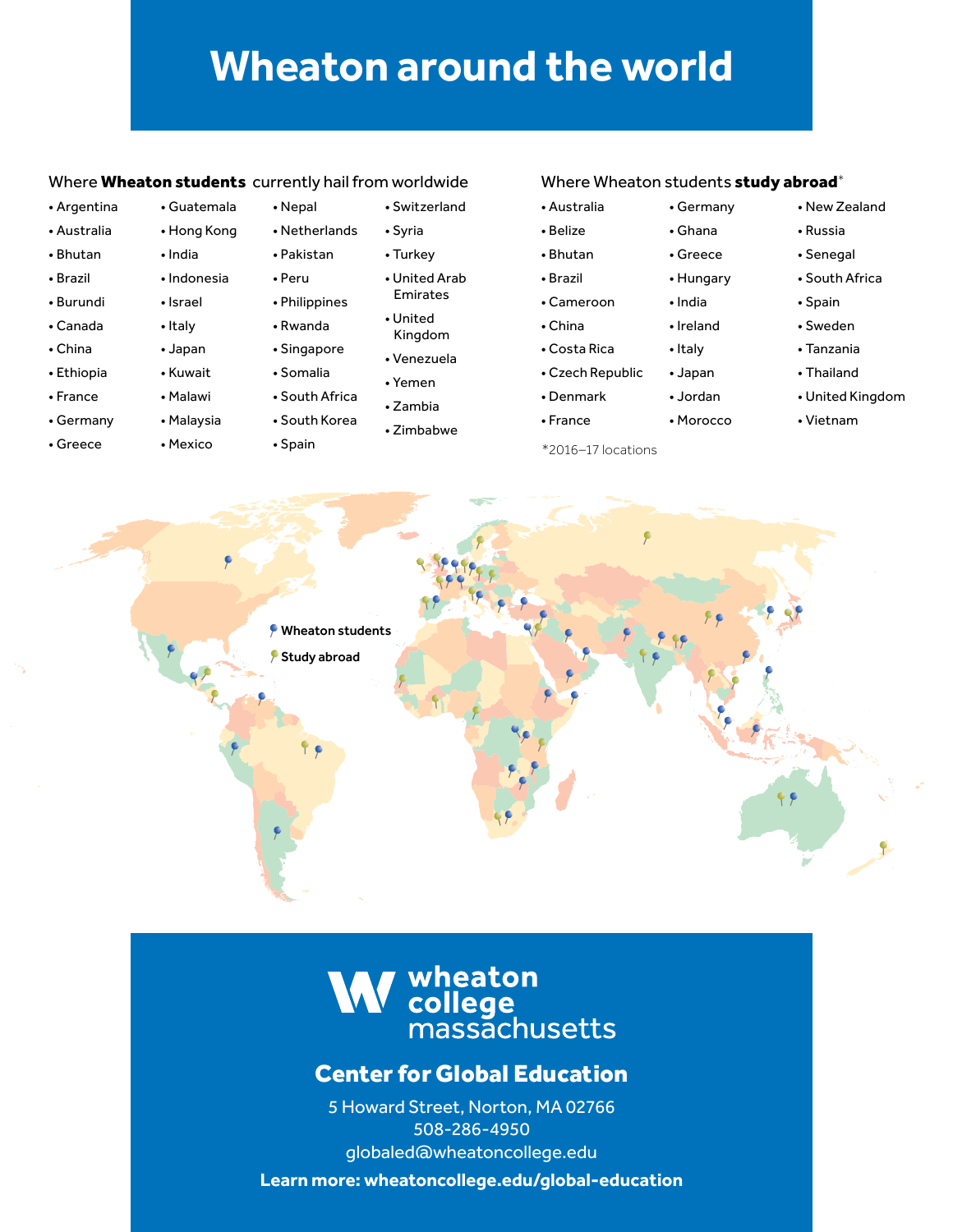# Wheaton around the world

## Where **Wheaton students** currently hail from worldwide

- Argentina
- Australia
- Bhutan
- Brazil
- Burundi
- Canada
- China
- Ethiopia
- France
- Germany
- Greece
- Guatemala
- Hong Kong
- India
- Indonesia
- Israel
- Italy
- Japan
- Kuwait
- Malawi
- Malaysia
- Mexico
- Nepal
- Netherlands
- Pakistan
- Peru
- Philippines
- Rwanda
- Singapore
- Somalia
- South Africa
- South Korea
- Spain
- Switzerland
- Syria
- Turkey
- United Arab Emirates
- United Kingdom
- Venezuela
- Yemen
- Zambia
- Zimbabwe

## Where Wheaton students **study abroad***

- Australia
- Belize
- Bhutan
- Brazil
- Cameroon
- China
- Costa Rica
- Czech Republic
- Denmark
- France
- Germany
- Ghana
- Greece
- Hungary
- India
- Ireland
- Italy
- Japan
- Jordan
- Morocco
- New Zealand
- Russia
- Senegal
- South Africa
- Spain
- Sweden
- Tanzania
- Thailand
- United Kingdom
- Vietnam

*2016–17 locations

Wheaton students

Study abroad

**wheaton college massachusetts**

## Center for Global Education

5 Howard Street, Norton, MA 02766

508-286-4950

globaled@wheatoncollege.edu

**Learn more: wheatoncollege.edu/global-education**